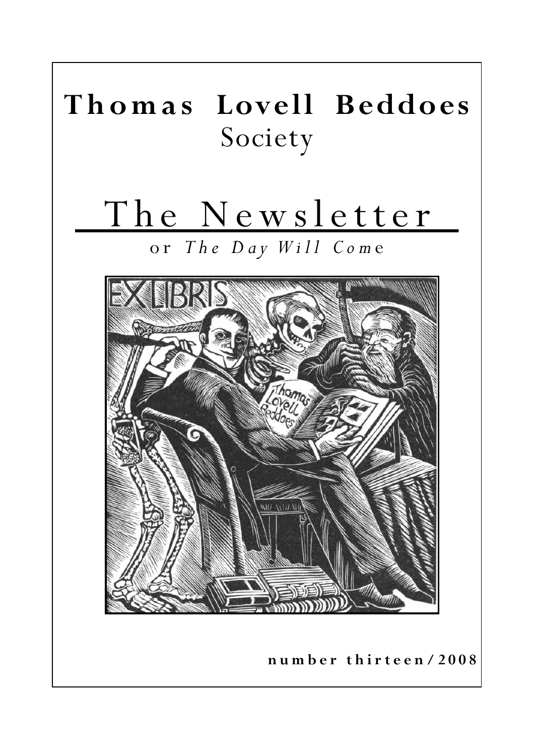# Thomas Lovell Beddoes Society

# The Newsletter

or *The Day Will Come*

**number thirteen / 2008**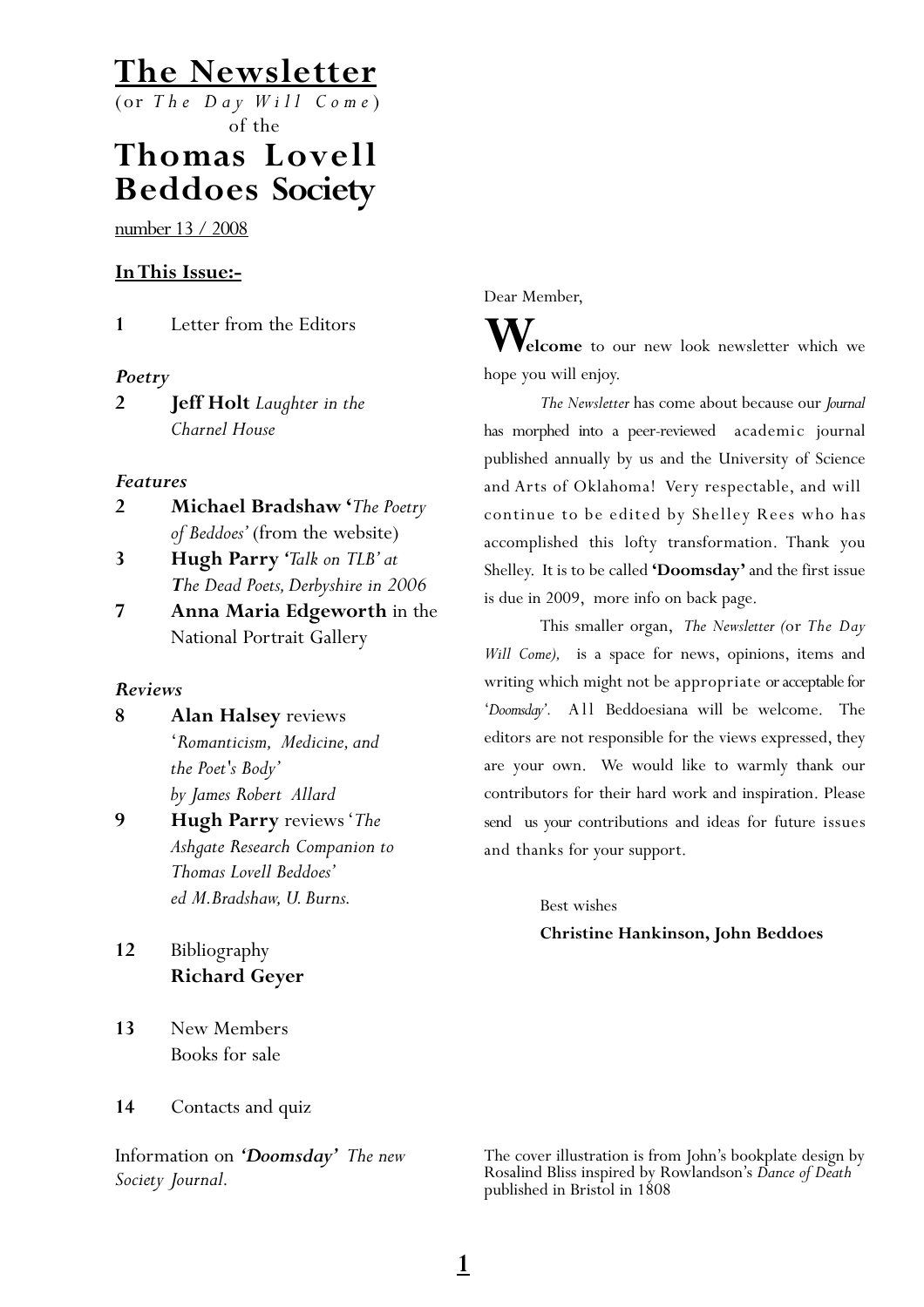# The Newsletter

(or *The Day Will Come*)
of the

# Thomas Lovell Beddoes Society

number 13 / 2008

## In This Issue:-

**1** Letter from the Editors

***Poetry***

**2** **Jeff Holt** *Laughter in the Charnel House*

***Features***

**2** **Michael Bradshaw** '*The Poetry of Beddoes'* (from the website)

**3** **Hugh Parry** *'Talk on TLB' at The Dead Poets, Derbyshire in 2006*

**7** **Anna Maria Edgeworth** in the National Portrait Gallery

***Reviews***

**8** **Alan Halsey** reviews '*Romanticism, Medicine, and the Poet's Body'* *by James Robert Allard*

**9** **Hugh Parry** reviews '*The Ashgate Research Companion to Thomas Lovell Beddoes'* *ed M.Bradshaw, U. Burns.*

**12** Bibliography **Richard Geyer**

**13** New Members
Books for sale

**14** Contacts and quiz

Information on ***'Doomsday'*** *The new Society Journal.*

Dear Member,

**Welcome** to our new look newsletter which we hope you will enjoy.

*The Newsletter* has come about because our *Journal* has morphed into a peer-reviewed academic journal published annually by us and the University of Science and Arts of Oklahoma! Very respectable, and will continue to be edited by Shelley Rees who has accomplished this lofty transformation. Thank you Shelley. It is to be called **'Doomsday'** and the first issue is due in 2009, more info on back page.

This smaller organ, *The Newsletter (*or *The Day Will Come),* is a space for news, opinions, items and writing which might not be appropriate or acceptable for '*Doomsday'*. All Beddoesiana will be welcome. The editors are not responsible for the views expressed, they are your own. We would like to warmly thank our contributors for their hard work and inspiration. Please send us your contributions and ideas for future issues and thanks for your support.

Best wishes

**Christine Hankinson, John Beddoes**

The cover illustration is from John's bookplate design by Rosalind Bliss inspired by Rowlandson's *Dance of Death* published in Bristol in 1808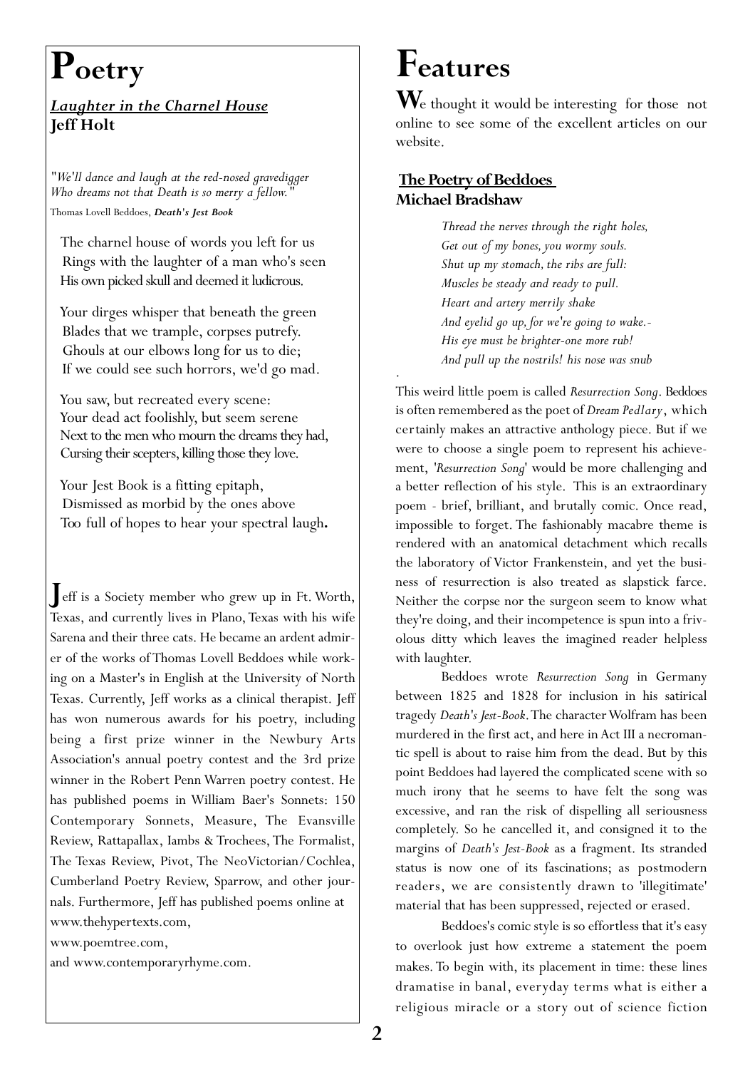# Poetry

***Laughter in the Charnel House***
**Jeff Holt**

"*We'll dance and laugh at the red-nosed gravedigger*
*Who dreams not that Death is so merry a fellow.*"
Thomas Lovell Beddoes, ***Death's Jest Book***

The charnel house of words you left for us
Rings with the laughter of a man who's seen
His own picked skull and deemed it ludicrous.

Your dirges whisper that beneath the green
Blades that we trample, corpses putrefy.
Ghouls at our elbows long for us to die;
If we could see such horrors, we'd go mad.

You saw, but recreated every scene:
Your dead act foolishly, but seem serene
Next to the men who mourn the dreams they had,
Cursing their scepters, killing those they love.

Your Jest Book is a fitting epitaph,
Dismissed as morbid by the ones above
Too full of hopes to hear your spectral laugh**.**

Jeff is a Society member who grew up in Ft. Worth, Texas, and currently lives in Plano, Texas with his wife Sarena and their three cats. He became an ardent admirer of the works of Thomas Lovell Beddoes while working on a Master's in English at the University of North Texas. Currently, Jeff works as a clinical therapist. Jeff has won numerous awards for his poetry, including being a first prize winner in the Newbury Arts Association's annual poetry contest and the 3rd prize winner in the Robert Penn Warren poetry contest. He has published poems in William Baer's Sonnets: 150 Contemporary Sonnets, Measure, The Evansville Review, Rattapallax, Iambs & Trochees, The Formalist, The Texas Review, Pivot, The NeoVictorian/Cochlea, Cumberland Poetry Review, Sparrow, and other journals. Furthermore, Jeff has published poems online at www.thehypertexts.com,
www.poemtree.com,
and www.contemporaryrhyme.com.

# Features

We thought it would be interesting for those not online to see some of the excellent articles on our website.

**The Poetry of Beddoes**
**Michael Bradshaw**

*Thread the nerves through the right holes,*
*Get out of my bones, you wormy souls.*
*Shut up my stomach, the ribs are full:*
*Muscles be steady and ready to pull.*
*Heart and artery merrily shake*
*And eyelid go up, for we're going to wake.-*
*His eye must be brighter-one more rub!*
*And pull up the nostrils! his nose was snub*

This weird little poem is called *Resurrection Song*. Beddoes is often remembered as the poet of *Dream Pedlary*, which certainly makes an attractive anthology piece. But if we were to choose a single poem to represent his achievement, '*Resurrection Song*' would be more challenging and a better reflection of his style. This is an extraordinary poem - brief, brilliant, and brutally comic. Once read, impossible to forget. The fashionably macabre theme is rendered with an anatomical detachment which recalls the laboratory of Victor Frankenstein, and yet the business of resurrection is also treated as slapstick farce. Neither the corpse nor the surgeon seem to know what they're doing, and their incompetence is spun into a frivolous ditty which leaves the imagined reader helpless with laughter.

Beddoes wrote *Resurrection Song* in Germany between 1825 and 1828 for inclusion in his satirical tragedy *Death's Jest-Book*. The character Wolfram has been murdered in the first act, and here in Act III a necromantic spell is about to raise him from the dead. But by this point Beddoes had layered the complicated scene with so much irony that he seems to have felt the song was excessive, and ran the risk of dispelling all seriousness completely. So he cancelled it, and consigned it to the margins of *Death's Jest-Book* as a fragment. Its stranded status is now one of its fascinations; as postmodern readers, we are consistently drawn to 'illegitimate' material that has been suppressed, rejected or erased.

Beddoes's comic style is so effortless that it's easy to overlook just how extreme a statement the poem makes. To begin with, its placement in time: these lines dramatise in banal, everyday terms what is either a religious miracle or a story out of science fiction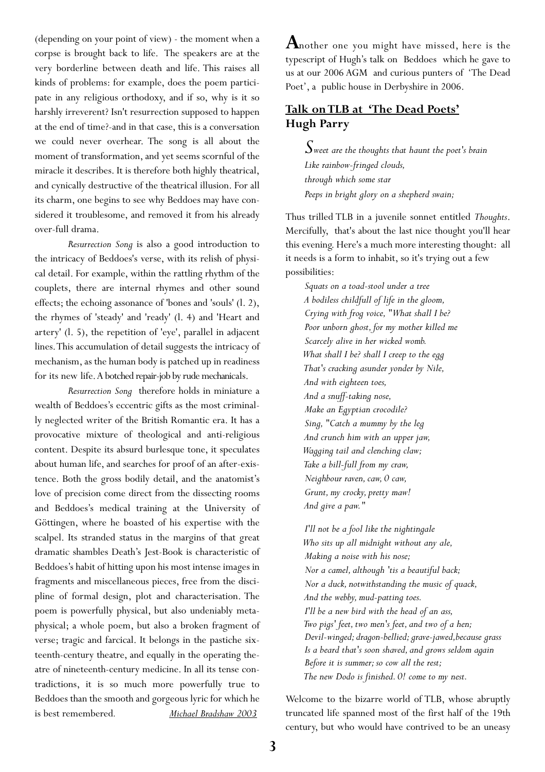(depending on your point of view) - the moment when a corpse is brought back to life. The speakers are at the very borderline between death and life. This raises all kinds of problems: for example, does the poem participate in any religious orthodoxy, and if so, why is it so harshly irreverent? Isn't resurrection supposed to happen at the end of time?-and in that case, this is a conversation we could never overhear. The song is all about the moment of transformation, and yet seems scornful of the miracle it describes. It is therefore both highly theatrical, and cynically destructive of the theatrical illusion. For all its charm, one begins to see why Beddoes may have considered it troublesome, and removed it from his already over-full drama.

*Resurrection Song* is also a good introduction to the intricacy of Beddoes's verse, with its relish of physical detail. For example, within the rattling rhythm of the couplets, there are internal rhymes and other sound effects; the echoing assonance of 'bones and 'souls' (l. 2), the rhymes of 'steady' and 'ready' (l. 4) and 'Heart and artery' (l. 5), the repetition of 'eye', parallel in adjacent lines. This accumulation of detail suggests the intricacy of mechanism, as the human body is patched up in readiness for its new life. A botched repair-job by rude mechanicals.

*Resurrection Song* therefore holds in miniature a wealth of Beddoes's eccentric gifts as the most criminally neglected writer of the British Romantic era. It has a provocative mixture of theological and anti-religious content. Despite its absurd burlesque tone, it speculates about human life, and searches for proof of an after-existence. Both the gross bodily detail, and the anatomist's love of precision come direct from the dissecting rooms and Beddoes's medical training at the University of Göttingen, where he boasted of his expertise with the scalpel. Its stranded status in the margins of that great dramatic shambles Death's Jest-Book is characteristic of Beddoes's habit of hitting upon his most intense images in fragments and miscellaneous pieces, free from the discipline of formal design, plot and characterisation. The poem is powerfully physical, but also undeniably metaphysical; a whole poem, but also a broken fragment of verse; tragic and farcical. It belongs in the pastiche sixteenth-century theatre, and equally in the operating theatre of nineteenth-century medicine. In all its tense contradictions, it is so much more powerfully true to Beddoes than the smooth and gorgeous lyric for which he is best remembered.

*Michael Bradshaw 2003*

**A**nother one you might have missed, here is the typescript of Hugh's talk on Beddoes which he gave to us at our 2006 AGM and curious punters of 'The Dead Poet', a public house in Derbyshire in 2006.

## Talk on TLB at 'The Dead Poets'
## Hugh Parry

*Sweet are the thoughts that haunt the poet's brain*
*Like rainbow-fringed clouds,*
*through which some star*
*Peeps in bright glory on a shepherd swain;*

Thus trilled TLB in a juvenile sonnet entitled *Thoughts*. Mercifully, that's about the last nice thought you'll hear this evening. Here's a much more interesting thought: all it needs is a form to inhabit, so it's trying out a few possibilities:

*Squats on a toad-stool under a tree*
*A bodiless childfull of life in the gloom,*
*Crying with frog voice, "What shall I be?*
*Poor unborn ghost, for my mother killed me*
*Scarcely alive in her wicked womb.*
*What shall I be? shall I creep to the egg*
*That's cracking asunder yonder by Nile,*
*And with eighteen toes,*
*And a snuff-taking nose,*
*Make an Egyptian crocodile?*
*Sing, "Catch a mummy by the leg*
*And crunch him with an upper jaw,*
*Wagging tail and clenching claw;*
*Take a bill-full from my craw,*
*Neighbour raven, caw, O caw,*
*Grunt, my crocky, pretty maw!*
*And give a paw."*

*I'll not be a fool like the nightingale*
*Who sits up all midnight without any ale,*
*Making a noise with his nose;*
*Nor a camel, although 'tis a beautiful back;*
*Nor a duck, notwithstanding the music of quack,*
*And the webby, mud-patting toes.*
*I'll be a new bird with the head of an ass,*
*Two pigs' feet, two men's feet, and two of a hen;*
*Devil-winged; dragon-bellied; grave-jawed,because grass*
*Is a beard that's soon shaved, and grows seldom again*
*Before it is summer; so cow all the rest;*
*The new Dodo is finished. O! come to my nest.*

Welcome to the bizarre world of TLB, whose abruptly truncated life spanned most of the first half of the 19th century, but who would have contrived to be an uneasy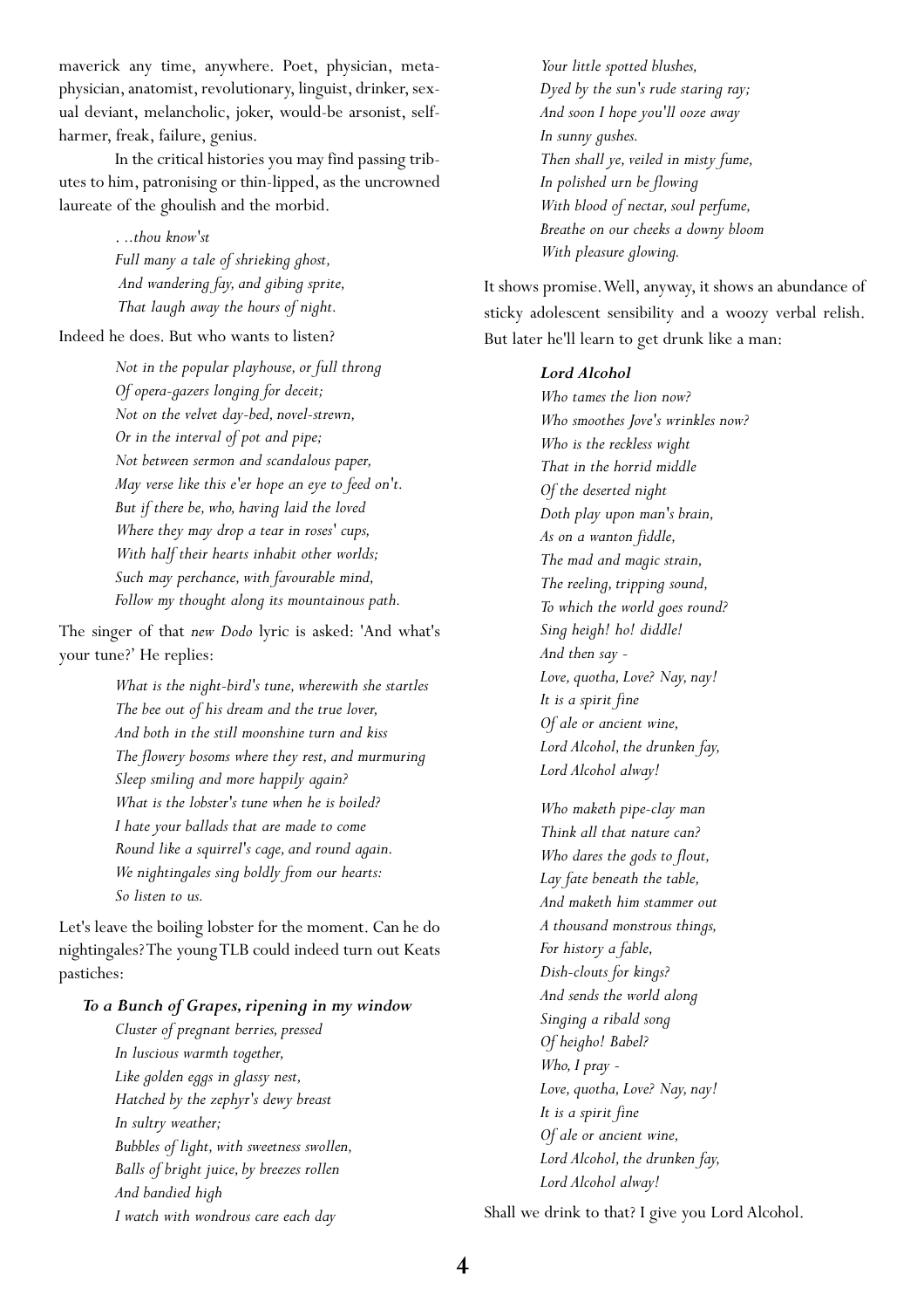maverick any time, anywhere. Poet, physician, metaphysician, anatomist, revolutionary, linguist, drinker, sexual deviant, melancholic, joker, would-be arsonist, self-harmer, freak, failure, genius.

In the critical histories you may find passing tributes to him, patronising or thin-lipped, as the uncrowned laureate of the ghoulish and the morbid.

> *. ..thou know'st*
> *Full many a tale of shrieking ghost,*
> *And wandering fay, and gibing sprite,*
> *That laugh away the hours of night.*

Indeed he does. But who wants to listen?

> *Not in the popular playhouse, or full throng*
> *Of opera-gazers longing for deceit;*
> *Not on the velvet day-bed, novel-strewn,*
> *Or in the interval of pot and pipe;*
> *Not between sermon and scandalous paper,*
> *May verse like this e'er hope an eye to feed on't.*
> *But if there be, who, having laid the loved*
> *Where they may drop a tear in roses' cups,*
> *With half their hearts inhabit other worlds;*
> *Such may perchance, with favourable mind,*
> *Follow my thought along its mountainous path.*

The singer of that *new Dodo* lyric is asked: 'And what's your tune?' He replies:

> *What is the night-bird's tune, wherewith she startles*
> *The bee out of his dream and the true lover,*
> *And both in the still moonshine turn and kiss*
> *The flowery bosoms where they rest, and murmuring*
> *Sleep smiling and more happily again?*
> *What is the lobster's tune when he is boiled?*
> *I hate your ballads that are made to come*
> *Round like a squirrel's cage, and round again.*
> *We nightingales sing boldly from our hearts:*
> *So listen to us.*

Let's leave the boiling lobster for the moment. Can he do nightingales? The young TLB could indeed turn out Keats pastiches:

**_To a Bunch of Grapes, ripening in my window_**

> *Cluster of pregnant berries, pressed*
> *In luscious warmth together,*
> *Like golden eggs in glassy nest,*
> *Hatched by the zephyr's dewy breast*
> *In sultry weather;*
> *Bubbles of light, with sweetness swollen,*
> *Balls of bright juice, by breezes rollen*
> *And bandied high*
> *I watch with wondrous care each day*
> *Your little spotted blushes,*
> *Dyed by the sun's rude staring ray;*
> *And soon I hope you'll ooze away*
> *In sunny gushes.*
> *Then shall ye, veiled in misty fume,*
> *In polished urn be flowing*
> *With blood of nectar, soul perfume,*
> *Breathe on our cheeks a downy bloom*
> *With pleasure glowing.*

It shows promise. Well, anyway, it shows an abundance of sticky adolescent sensibility and a woozy verbal relish. But later he'll learn to get drunk like a man:

**_Lord Alcohol_**

> *Who tames the lion now?*
> *Who smoothes Jove's wrinkles now?*
> *Who is the reckless wight*
> *That in the horrid middle*
> *Of the deserted night*
> *Doth play upon man's brain,*
> *As on a wanton fiddle,*
> *The mad and magic strain,*
> *The reeling, tripping sound,*
> *To which the world goes round?*
> *Sing heigh! ho! diddle!*
> *And then say -*
> *Love, quotha, Love? Nay, nay!*
> *It is a spirit fine*
> *Of ale or ancient wine,*
> *Lord Alcohol, the drunken fay,*
> *Lord Alcohol alway!*
>
> *Who maketh pipe-clay man*
> *Think all that nature can?*
> *Who dares the gods to flout,*
> *Lay fate beneath the table,*
> *And maketh him stammer out*
> *A thousand monstrous things,*
> *For history a fable,*
> *Dish-clouts for kings?*
> *And sends the world along*
> *Singing a ribald song*
> *Of heigho! Babel?*
> *Who, I pray -*
> *Love, quotha, Love? Nay, nay!*
> *It is a spirit fine*
> *Of ale or ancient wine,*
> *Lord Alcohol, the drunken fay,*
> *Lord Alcohol alway!*

Shall we drink to that? I give you Lord Alcohol.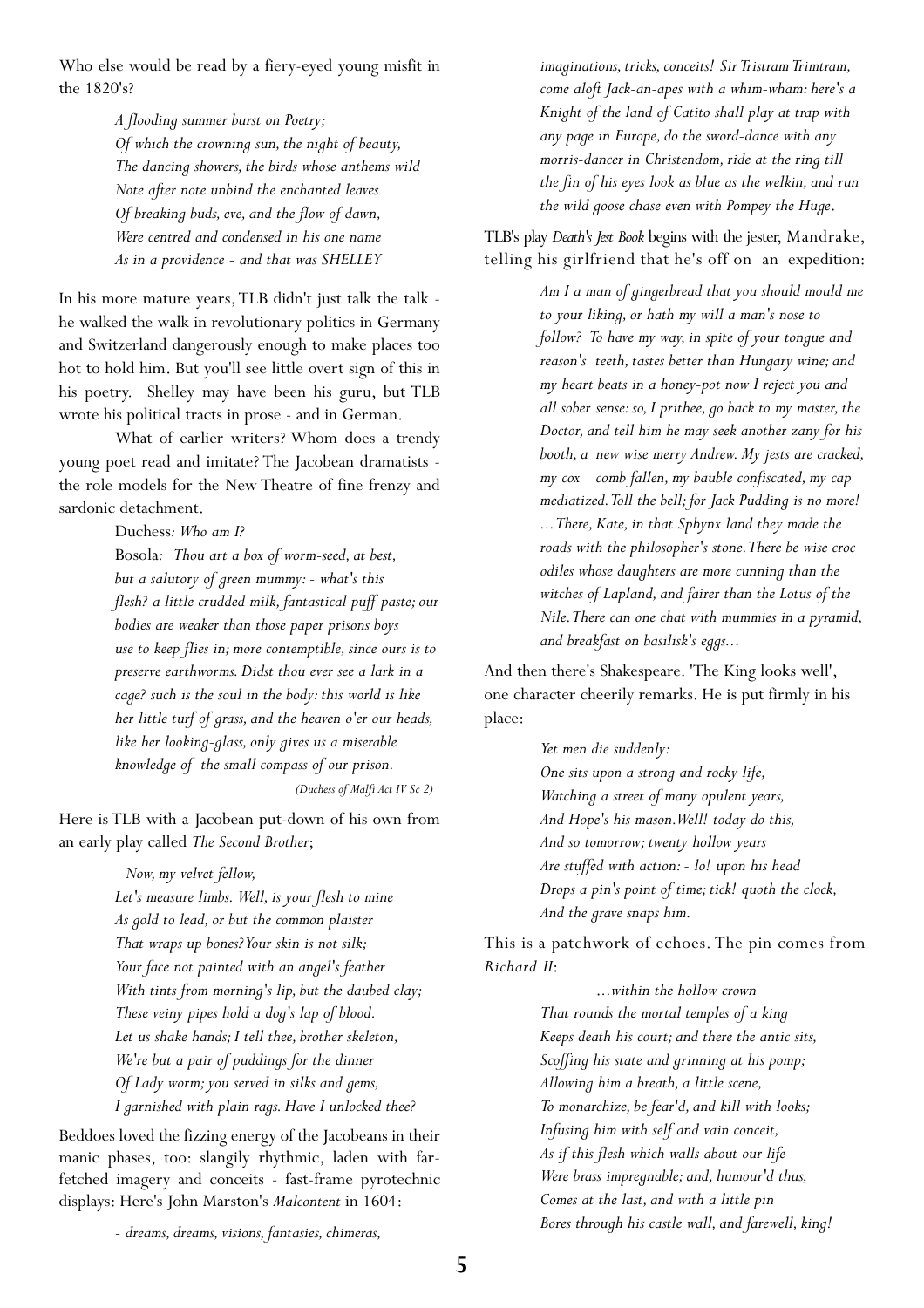Who else would be read by a fiery-eyed young misfit in the 1820's?

> *A flooding summer burst on Poetry;*
> *Of which the crowning sun, the night of beauty,*
> *The dancing showers, the birds whose anthems wild*
> *Note after note unbind the enchanted leaves*
> *Of breaking buds, eve, and the flow of dawn,*
> *Were centred and condensed in his one name*
> *As in a providence - and that was SHELLEY*

In his more mature years, TLB didn't just talk the talk - he walked the walk in revolutionary politics in Germany and Switzerland dangerously enough to make places too hot to hold him. But you'll see little overt sign of this in his poetry. Shelley may have been his guru, but TLB wrote his political tracts in prose - and in German.

What of earlier writers? Whom does a trendy young poet read and imitate? The Jacobean dramatists - the role models for the New Theatre of fine frenzy and sardonic detachment.

> Duchess*: Who am I?*
> Bosola*: Thou art a box of worm-seed, at best, but a salutory of green mummy: - what's this flesh? a little crudded milk, fantastical puff-paste; our bodies are weaker than those paper prisons boys use to keep flies in; more contemptible, since ours is to preserve earthworms. Didst thou ever see a lark in a cage? such is the soul in the body: this world is like her little turf of grass, and the heaven o'er our heads, like her looking-glass, only gives us a miserable knowledge of the small compass of our prison.*
> *(Duchess of Malfi Act IV Sc 2)*

Here is TLB with a Jacobean put-down of his own from an early play called *The Second Brother*;

> *- Now, my velvet fellow,*
> *Let's measure limbs. Well, is your flesh to mine*
> *As gold to lead, or but the common plaister*
> *That wraps up bones? Your skin is not silk;*
> *Your face not painted with an angel's feather*
> *With tints from morning's lip, but the daubed clay;*
> *These veiny pipes hold a dog's lap of blood.*
> *Let us shake hands; I tell thee, brother skeleton,*
> *We're but a pair of puddings for the dinner*
> *Of Lady worm; you served in silks and gems,*
> *I garnished with plain rags. Have I unlocked thee?*

Beddoes loved the fizzing energy of the Jacobeans in their manic phases, too: slangily rhythmic, laden with far-fetched imagery and conceits - fast-frame pyrotechnic displays: Here's John Marston's *Malcontent* in 1604:

> *- dreams, dreams, visions, fantasies, chimeras, imaginations, tricks, conceits! Sir Tristram Trimtram, come aloft Jack-an-apes with a whim-wham: here's a Knight of the land of Catito shall play at trap with any page in Europe, do the sword-dance with any morris-dancer in Christendom, ride at the ring till the fin of his eyes look as blue as the welkin, and run the wild goose chase even with Pompey the Huge.*

TLB's play *Death's Jest Book* begins with the jester, Mandrake, telling his girlfriend that he's off on an expedition:

> *Am I a man of gingerbread that you should mould me to your liking, or hath my will a man's nose to follow? To have my way, in spite of your tongue and reason's teeth, tastes better than Hungary wine; and my heart beats in a honey-pot now I reject you and all sober sense: so, I prithee, go back to my master, the Doctor, and tell him he may seek another zany for his booth, a new wise merry Andrew. My jests are cracked, my cox comb fallen, my bauble confiscated, my cap mediatized. Toll the bell; for Jack Pudding is no more! ...There, Kate, in that Sphynx land they made the roads with the philosopher's stone. There be wise croc odiles whose daughters are more cunning than the witches of Lapland, and fairer than the Lotus of the Nile. There can one chat with mummies in a pyramid, and breakfast on basilisk's eggs...*

And then there's Shakespeare. 'The King looks well', one character cheerily remarks. He is put firmly in his place:

> *Yet men die suddenly:*
> *One sits upon a strong and rocky life,*
> *Watching a street of many opulent years,*
> *And Hope's his mason. Well! today do this,*
> *And so tomorrow; twenty hollow years*
> *Are stuffed with action: - lo! upon his head*
> *Drops a pin's point of time; tick! quoth the clock,*
> *And the grave snaps him.*

This is a patchwork of echoes. The pin comes from *Richard II*:

> *...within the hollow crown*
> *That rounds the mortal temples of a king*
> *Keeps death his court; and there the antic sits,*
> *Scoffing his state and grinning at his pomp;*
> *Allowing him a breath, a little scene,*
> *To monarchize, be fear'd, and kill with looks;*
> *Infusing him with self and vain conceit,*
> *As if this flesh which walls about our life*
> *Were brass impregnable; and, humour'd thus,*
> *Comes at the last, and with a little pin*
> *Bores through his castle wall, and farewell, king!*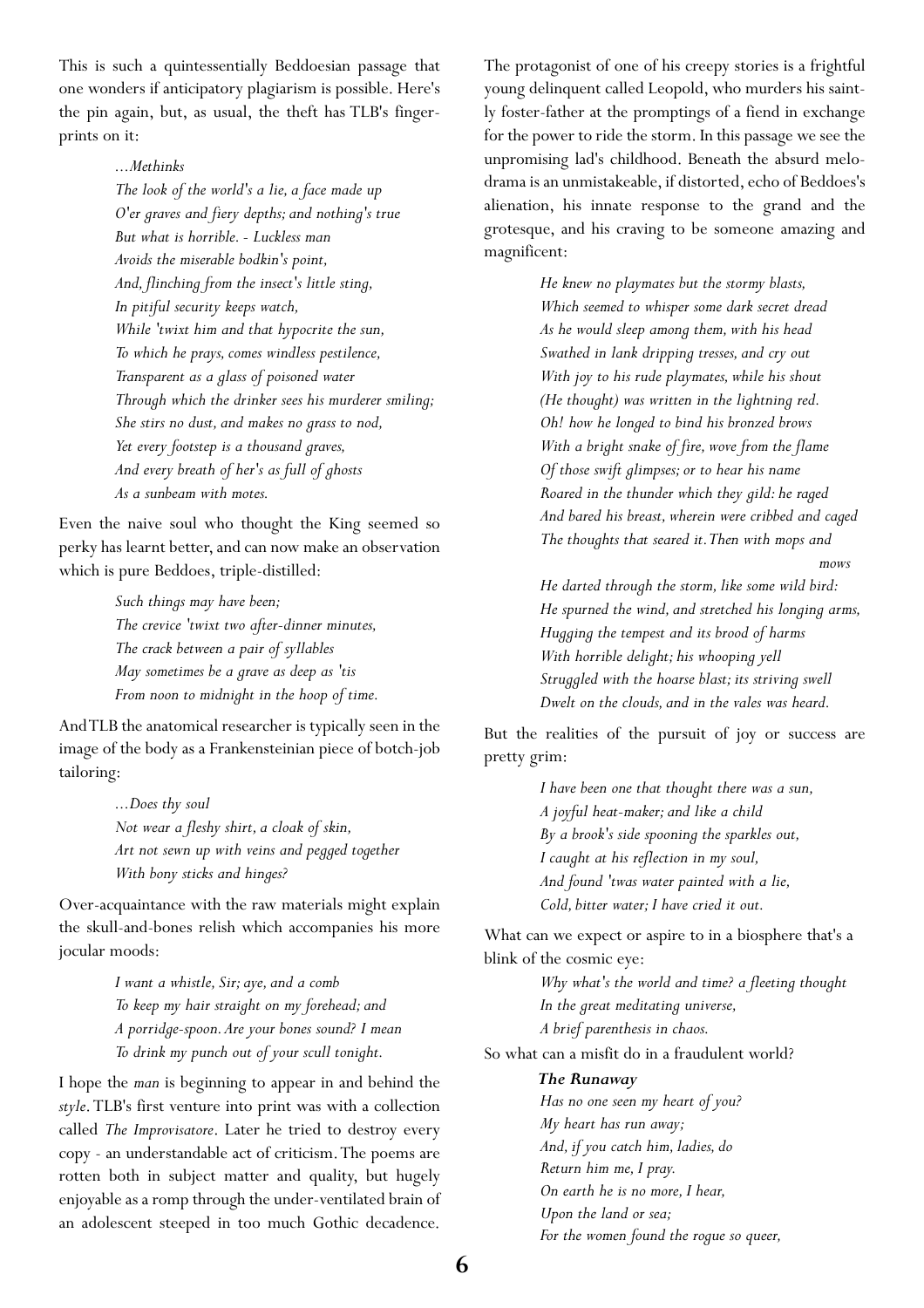This is such a quintessentially Beddoesian passage that one wonders if anticipatory plagiarism is possible. Here's the pin again, but, as usual, the theft has TLB's fingerprints on it:

> *...Methinks*
> *The look of the world's a lie, a face made up*
> *O'er graves and fiery depths; and nothing's true*
> *But what is horrible. - Luckless man*
> *Avoids the miserable bodkin's point,*
> *And, flinching from the insect's little sting,*
> *In pitiful security keeps watch,*
> *While 'twixt him and that hypocrite the sun,*
> *To which he prays, comes windless pestilence,*
> *Transparent as a glass of poisoned water*
> *Through which the drinker sees his murderer smiling;*
> *She stirs no dust, and makes no grass to nod,*
> *Yet every footstep is a thousand graves,*
> *And every breath of her's as full of ghosts*
> *As a sunbeam with motes.*

Even the naive soul who thought the King seemed so perky has learnt better, and can now make an observation which is pure Beddoes, triple-distilled:

> *Such things may have been;*
> *The crevice 'twixt two after-dinner minutes,*
> *The crack between a pair of syllables*
> *May sometimes be a grave as deep as 'tis*
> *From noon to midnight in the hoop of time.*

And TLB the anatomical researcher is typically seen in the image of the body as a Frankensteinian piece of botch-job tailoring:

> *...Does thy soul*
> *Not wear a fleshy shirt, a cloak of skin,*
> *Art not sewn up with veins and pegged together*
> *With bony sticks and hinges?*

Over-acquaintance with the raw materials might explain the skull-and-bones relish which accompanies his more jocular moods:

> *I want a whistle, Sir; aye, and a comb*
> *To keep my hair straight on my forehead; and*
> *A porridge-spoon. Are your bones sound? I mean*
> *To drink my punch out of your scull tonight.*

I hope the *man* is beginning to appear in and behind the *style*. TLB's first venture into print was with a collection called *The Improvisatore*. Later he tried to destroy every copy - an understandable act of criticism. The poems are rotten both in subject matter and quality, but hugely enjoyable as a romp through the under-ventilated brain of an adolescent steeped in too much Gothic decadence.

The protagonist of one of his creepy stories is a frightful young delinquent called Leopold, who murders his saintly foster-father at the promptings of a fiend in exchange for the power to ride the storm. In this passage we see the unpromising lad's childhood. Beneath the absurd melodrama is an unmistakeable, if distorted, echo of Beddoes's alienation, his innate response to the grand and the grotesque, and his craving to be someone amazing and magnificent:

> *He knew no playmates but the stormy blasts,*
> *Which seemed to whisper some dark secret dread*
> *As he would sleep among them, with his head*
> *Swathed in lank dripping tresses, and cry out*
> *With joy to his rude playmates, while his shout*
> *(He thought) was written in the lightning red.*
> *Oh! how he longed to bind his bronzed brows*
> *With a bright snake of fire, wove from the flame*
> *Of those swift glimpses; or to hear his name*
> *Roared in the thunder which they gild: he raged*
> *And bared his breast, wherein were cribbed and caged*
> *The thoughts that seared it. Then with mops and mows*
> *He darted through the storm, like some wild bird:*
> *He spurned the wind, and stretched his longing arms,*
> *Hugging the tempest and its brood of harms*
> *With horrible delight; his whooping yell*
> *Struggled with the hoarse blast; its striving swell*
> *Dwelt on the clouds, and in the vales was heard.*

But the realities of the pursuit of joy or success are pretty grim:

> *I have been one that thought there was a sun,*
> *A joyful heat-maker; and like a child*
> *By a brook's side spooning the sparkles out,*
> *I caught at his reflection in my soul,*
> *And found 'twas water painted with a lie,*
> *Cold, bitter water; I have cried it out.*

What can we expect or aspire to in a biosphere that's a blink of the cosmic eye:

> *Why what's the world and time? a fleeting thought*
> *In the great meditating universe,*
> *A brief parenthesis in chaos.*

So what can a misfit do in a fraudulent world?

> ***The Runaway***
> *Has no one seen my heart of you?*
> *My heart has run away;*
> *And, if you catch him, ladies, do*
> *Return him me, I pray.*
> *On earth he is no more, I hear,*
> *Upon the land or sea;*
> *For the women found the rogue so queer,*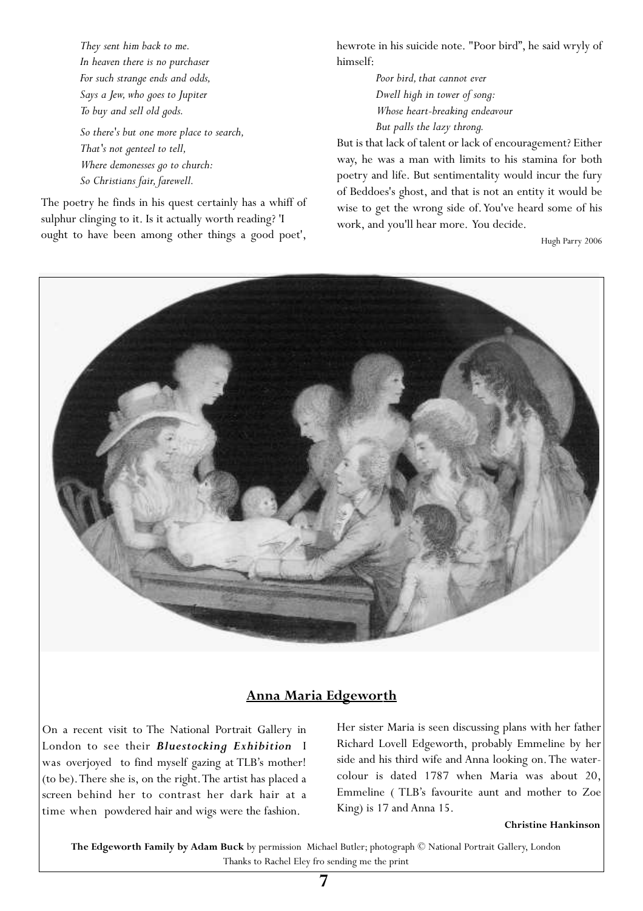*They sent him back to me.*
*In heaven there is no purchaser*
*For such strange ends and odds,*
*Says a Jew, who goes to Jupiter*
*To buy and sell old gods.*

*So there's but one more place to search,*
*That's not genteel to tell,*
*Where demonesses go to church:*
*So Christians fair, farewell.*

The poetry he finds in his quest certainly has a whiff of sulphur clinging to it. Is it actually worth reading? 'I ought to have been among other things a good poet', hewrote in his suicide note. "Poor bird", he said wryly of himself:

*Poor bird, that cannot ever*
*Dwell high in tower of song:*
*Whose heart-breaking endeavour*
*But palls the lazy throng.*

But is that lack of talent or lack of encouragement? Either way, he was a man with limits to his stamina for both poetry and life. But sentimentality would incur the fury of Beddoes's ghost, and that is not an entity it would be wise to get the wrong side of. You've heard some of his work, and you'll hear more. You decide.

Hugh Parry 2006

## Anna Maria Edgeworth

On a recent visit to The National Portrait Gallery in London to see their ***Bluestocking Exhibition*** I was overjoyed to find myself gazing at TLB's mother! (to be). There she is, on the right. The artist has placed a screen behind her to contrast her dark hair at a time when powdered hair and wigs were the fashion.

Her sister Maria is seen discussing plans with her father Richard Lovell Edgeworth, probably Emmeline by her side and his third wife and Anna looking on. The water-colour is dated 1787 when Maria was about 20, Emmeline ( TLB's favourite aunt and mother to Zoe King) is 17 and Anna 15.

**Christine Hankinson**

**The Edgeworth Family by Adam Buck** by permission Michael Butler; photograph © National Portrait Gallery, London
Thanks to Rachel Eley fro sending me the print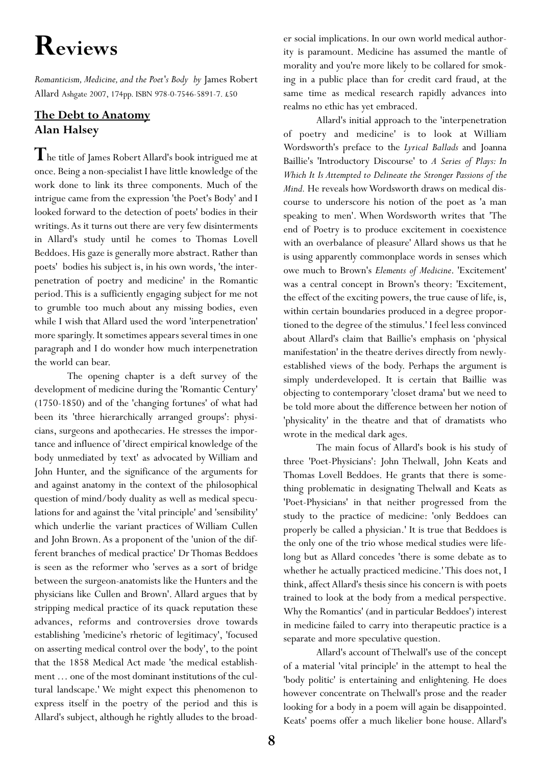# Reviews

*Romanticism, Medicine, and the Poet's Body by* James Robert Allard Ashgate 2007, 174pp. ISBN 978-0-7546-5891-7. £50

## The Debt to Anatomy
**Alan Halsey**

The title of James Robert Allard's book intrigued me at once. Being a non-specialist I have little knowledge of the work done to link its three components. Much of the intrigue came from the expression 'the Poet's Body' and I looked forward to the detection of poets' bodies in their writings. As it turns out there are very few disinterments in Allard's study until he comes to Thomas Lovell Beddoes. His gaze is generally more abstract. Rather than poets' bodies his subject is, in his own words, 'the interpenetration of poetry and medicine' in the Romantic period. This is a sufficiently engaging subject for me not to grumble too much about any missing bodies, even while I wish that Allard used the word 'interpenetration' more sparingly. It sometimes appears several times in one paragraph and I do wonder how much interpenetration the world can bear.

The opening chapter is a deft survey of the development of medicine during the 'Romantic Century' (1750-1850) and of the 'changing fortunes' of what had been its 'three hierarchically arranged groups': physicians, surgeons and apothecaries. He stresses the importance and influence of 'direct empirical knowledge of the body unmediated by text' as advocated by William and John Hunter, and the significance of the arguments for and against anatomy in the context of the philosophical question of mind/body duality as well as medical speculations for and against the 'vital principle' and 'sensibility' which underlie the variant practices of William Cullen and John Brown. As a proponent of the 'union of the different branches of medical practice' Dr Thomas Beddoes is seen as the reformer who 'serves as a sort of bridge between the surgeon-anatomists like the Hunters and the physicians like Cullen and Brown'. Allard argues that by stripping medical practice of its quack reputation these advances, reforms and controversies drove towards establishing 'medicine's rhetoric of legitimacy', 'focused on asserting medical control over the body', to the point that the 1858 Medical Act made 'the medical establishment … one of the most dominant institutions of the cultural landscape.' We might expect this phenomenon to express itself in the poetry of the period and this is Allard's subject, although he rightly alludes to the broader social implications. In our own world medical authority is paramount. Medicine has assumed the mantle of morality and you're more likely to be collared for smoking in a public place than for credit card fraud, at the same time as medical research rapidly advances into realms no ethic has yet embraced.

Allard's initial approach to the 'interpenetration of poetry and medicine' is to look at William Wordsworth's preface to the *Lyrical Ballads* and Joanna Baillie's 'Introductory Discourse' to *A Series of Plays: In Which It Is Attempted to Delineate the Stronger Passions of the Mind.* He reveals how Wordsworth draws on medical discourse to underscore his notion of the poet as 'a man speaking to men'. When Wordsworth writes that 'The end of Poetry is to produce excitement in coexistence with an overbalance of pleasure' Allard shows us that he is using apparently commonplace words in senses which owe much to Brown's *Elements of Medicine*. 'Excitement' was a central concept in Brown's theory: 'Excitement, the effect of the exciting powers, the true cause of life, is, within certain boundaries produced in a degree proportioned to the degree of the stimulus.' I feel less convinced about Allard's claim that Baillie's emphasis on 'physical manifestation' in the theatre derives directly from newly-established views of the body. Perhaps the argument is simply underdeveloped. It is certain that Baillie was objecting to contemporary 'closet drama' but we need to be told more about the difference between her notion of 'physicality' in the theatre and that of dramatists who wrote in the medical dark ages.

The main focus of Allard's book is his study of three 'Poet-Physicians': John Thelwall, John Keats and Thomas Lovell Beddoes. He grants that there is something problematic in designating Thelwall and Keats as 'Poet-Physicians' in that neither progressed from the study to the practice of medicine: 'only Beddoes can properly be called a physician.' It is true that Beddoes is the only one of the trio whose medical studies were lifelong but as Allard concedes 'there is some debate as to whether he actually practiced medicine.' This does not, I think, affect Allard's thesis since his concern is with poets trained to look at the body from a medical perspective. Why the Romantics' (and in particular Beddoes') interest in medicine failed to carry into therapeutic practice is a separate and more speculative question.

Allard's account of Thelwall's use of the concept of a material 'vital principle' in the attempt to heal the 'body politic' is entertaining and enlightening. He does however concentrate on Thelwall's prose and the reader looking for a body in a poem will again be disappointed. Keats' poems offer a much likelier bone house. Allard's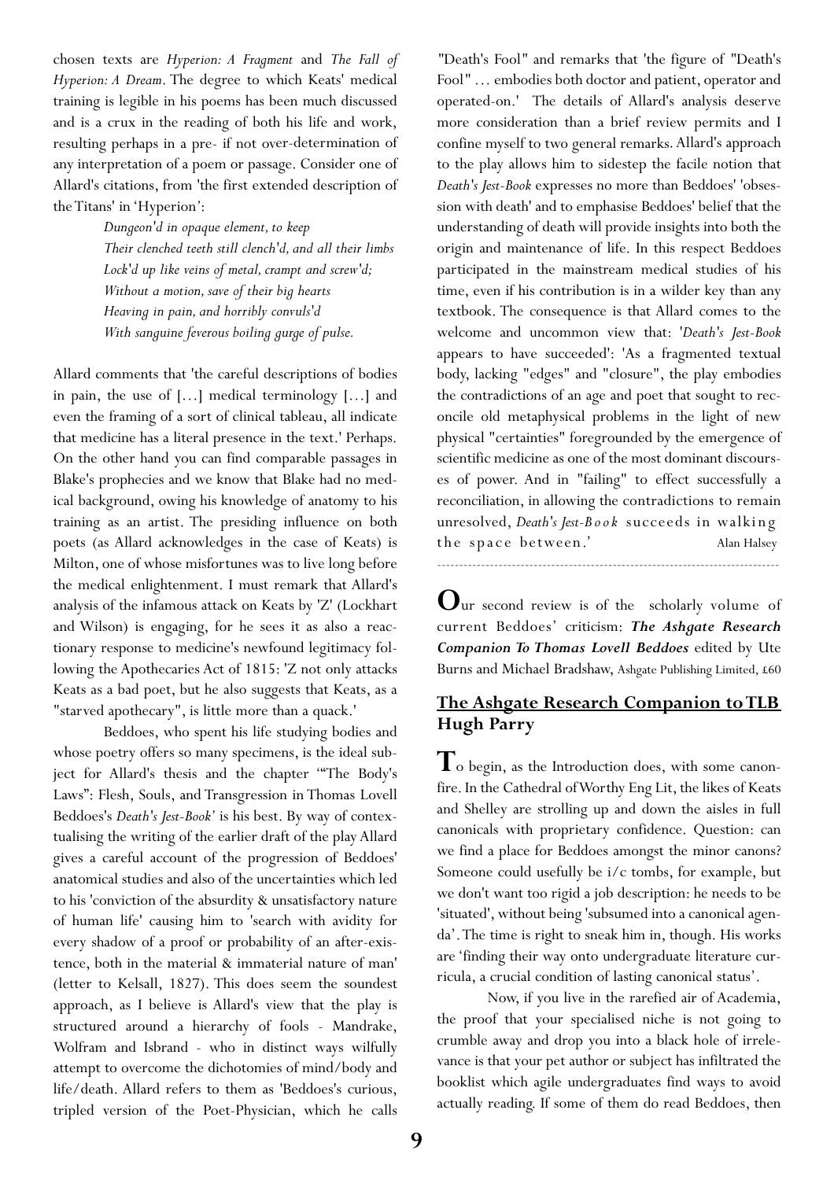chosen texts are *Hyperion: A Fragment* and *The Fall of Hyperion: A Dream*. The degree to which Keats' medical training is legible in his poems has been much discussed and is a crux in the reading of both his life and work, resulting perhaps in a pre- if not over-determination of any interpretation of a poem or passage. Consider one of Allard's citations, from 'the first extended description of the Titans' in 'Hyperion':

> *Dungeon'd in opaque element, to keep*
> *Their clenched teeth still clench'd, and all their limbs*
> *Lock'd up like veins of metal, crampt and screw'd;*
> *Without a motion, save of their big hearts*
> *Heaving in pain, and horribly convuls'd*
> *With sanguine feverous boiling gurge of pulse.*

Allard comments that 'the careful descriptions of bodies in pain, the use of [...] medical terminology [...] and even the framing of a sort of clinical tableau, all indicate that medicine has a literal presence in the text.' Perhaps. On the other hand you can find comparable passages in Blake's prophecies and we know that Blake had no medical background, owing his knowledge of anatomy to his training as an artist. The presiding influence on both poets (as Allard acknowledges in the case of Keats) is Milton, one of whose misfortunes was to live long before the medical enlightenment. I must remark that Allard's analysis of the infamous attack on Keats by 'Z' (Lockhart and Wilson) is engaging, for he sees it as also a reactionary response to medicine's newfound legitimacy following the Apothecaries Act of 1815: 'Z not only attacks Keats as a bad poet, but he also suggests that Keats, as a "starved apothecary", is little more than a quack.'

Beddoes, who spent his life studying bodies and whose poetry offers so many specimens, is the ideal subject for Allard's thesis and the chapter '"The Body's Laws": Flesh, Souls, and Transgression in Thomas Lovell Beddoes's *Death's Jest-Book*' is his best. By way of contextualising the writing of the earlier draft of the play Allard gives a careful account of the progression of Beddoes' anatomical studies and also of the uncertainties which led to his 'conviction of the absurdity & unsatisfactory nature of human life' causing him to 'search with avidity for every shadow of a proof or probability of an after-existence, both in the material & immaterial nature of man' (letter to Kelsall, 1827). This does seem the soundest approach, as I believe is Allard's view that the play is structured around a hierarchy of fools - Mandrake, Wolfram and Isbrand - who in distinct ways wilfully attempt to overcome the dichotomies of mind/body and life/death. Allard refers to them as 'Beddoes's curious, tripled version of the Poet-Physician, which he calls "Death's Fool" and remarks that 'the figure of "Death's Fool" ... embodies both doctor and patient, operator and operated-on.' The details of Allard's analysis deserve more consideration than a brief review permits and I confine myself to two general remarks. Allard's approach to the play allows him to sidestep the facile notion that *Death's Jest-Book* expresses no more than Beddoes' 'obsession with death' and to emphasise Beddoes' belief that the understanding of death will provide insights into both the origin and maintenance of life. In this respect Beddoes participated in the mainstream medical studies of his time, even if his contribution is in a wilder key than any textbook. The consequence is that Allard comes to the welcome and uncommon view that: '*Death's Jest-Book* appears to have succeeded': 'As a fragmented textual body, lacking "edges" and "closure", the play embodies the contradictions of an age and poet that sought to reconcile old metaphysical problems in the light of new physical "certainties" foregrounded by the emergence of scientific medicine as one of the most dominant discourses of power. And in "failing" to effect successfully a reconciliation, in allowing the contradictions to remain unresolved, *Death's Jest-Book* succeeds in walking the space between.'

Alan Halsey

---

Our second review is of the scholarly volume of current Beddoes' criticism: ***The Ashgate Research Companion To Thomas Lovell Beddoes*** edited by Ute Burns and Michael Bradshaw, Ashgate Publishing Limited, £60

## The Ashgate Research Companion to TLB
## Hugh Parry

To begin, as the Introduction does, with some canonfire. In the Cathedral of Worthy Eng Lit, the likes of Keats and Shelley are strolling up and down the aisles in full canonicals with proprietary confidence. Question: can we find a place for Beddoes amongst the minor canons? Someone could usefully be i/c tombs, for example, but we don't want too rigid a job description: he needs to be 'situated', without being 'subsumed into a canonical agenda'. The time is right to sneak him in, though. His works are 'finding their way onto undergraduate literature curricula, a crucial condition of lasting canonical status'.

Now, if you live in the rarefied air of Academia, the proof that your specialised niche is not going to crumble away and drop you into a black hole of irrelevance is that your pet author or subject has infiltrated the booklist which agile undergraduates find ways to avoid actually reading. If some of them do read Beddoes, then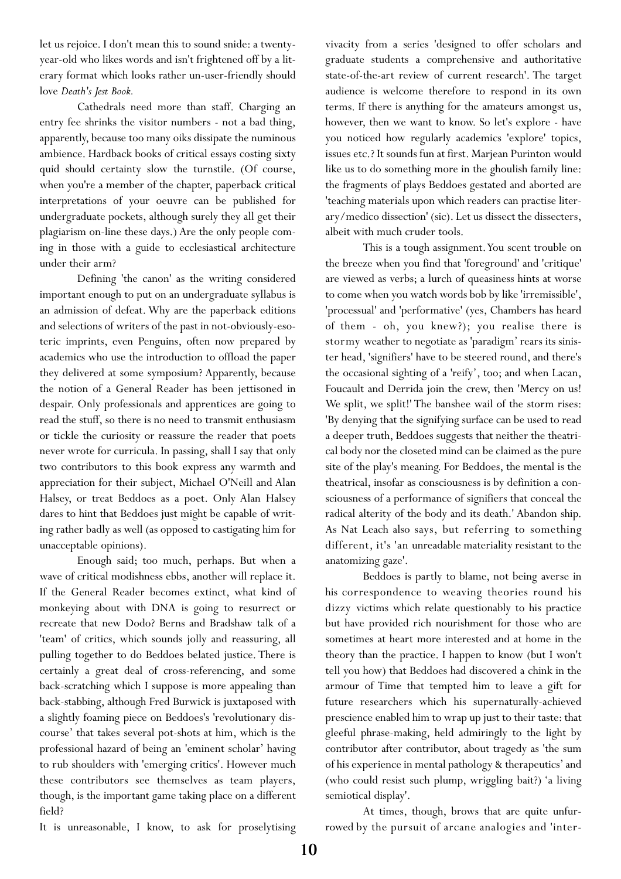let us rejoice. I don't mean this to sound snide: a twenty-year-old who likes words and isn't frightened off by a literary format which looks rather un-user-friendly should love *Death's Jest Book.*

Cathedrals need more than staff. Charging an entry fee shrinks the visitor numbers - not a bad thing, apparently, because too many oiks dissipate the numinous ambience. Hardback books of critical essays costing sixty quid should certainty slow the turnstile. (Of course, when you're a member of the chapter, paperback critical interpretations of your oeuvre can be published for undergraduate pockets, although surely they all get their plagiarism on-line these days.) Are the only people coming in those with a guide to ecclesiastical architecture under their arm?

Defining 'the canon' as the writing considered important enough to put on an undergraduate syllabus is an admission of defeat. Why are the paperback editions and selections of writers of the past in not-obviously-esoteric imprints, even Penguins, often now prepared by academics who use the introduction to offload the paper they delivered at some symposium? Apparently, because the notion of a General Reader has been jettisoned in despair. Only professionals and apprentices are going to read the stuff, so there is no need to transmit enthusiasm or tickle the curiosity or reassure the reader that poets never wrote for curricula. In passing, shall I say that only two contributors to this book express any warmth and appreciation for their subject, Michael O'Neill and Alan Halsey, or treat Beddoes as a poet. Only Alan Halsey dares to hint that Beddoes just might be capable of writing rather badly as well (as opposed to castigating him for unacceptable opinions).

Enough said; too much, perhaps. But when a wave of critical modishness ebbs, another will replace it. If the General Reader becomes extinct, what kind of monkeying about with DNA is going to resurrect or recreate that new Dodo? Berns and Bradshaw talk of a 'team' of critics, which sounds jolly and reassuring, all pulling together to do Beddoes belated justice. There is certainly a great deal of cross-referencing, and some back-scratching which I suppose is more appealing than back-stabbing, although Fred Burwick is juxtaposed with a slightly foaming piece on Beddoes's 'revolutionary discourse' that takes several pot-shots at him, which is the professional hazard of being an 'eminent scholar' having to rub shoulders with 'emerging critics'. However much these contributors see themselves as team players, though, is the important game taking place on a different field?

It is unreasonable, I know, to ask for proselytising vivacity from a series 'designed to offer scholars and graduate students a comprehensive and authoritative state-of-the-art review of current research'. The target audience is welcome therefore to respond in its own terms. If there is anything for the amateurs amongst us, however, then we want to know. So let's explore - have you noticed how regularly academics 'explore' topics, issues etc.? It sounds fun at first. Marjean Purinton would like us to do something more in the ghoulish family line: the fragments of plays Beddoes gestated and aborted are 'teaching materials upon which readers can practise literary/medico dissection' (sic). Let us dissect the dissecters, albeit with much cruder tools.

This is a tough assignment. You scent trouble on the breeze when you find that 'foreground' and 'critique' are viewed as verbs; a lurch of queasiness hints at worse to come when you watch words bob by like 'irremissible', 'processual' and 'performative' (yes, Chambers has heard of them - oh, you knew?); you realise there is stormy weather to negotiate as 'paradigm' rears its sinister head, 'signifiers' have to be steered round, and there's the occasional sighting of a 'reify', too; and when Lacan, Foucault and Derrida join the crew, then 'Mercy on us! We split, we split!' The banshee wail of the storm rises: 'By denying that the signifying surface can be used to read a deeper truth, Beddoes suggests that neither the theatrical body nor the closeted mind can be claimed as the pure site of the play's meaning. For Beddoes, the mental is the theatrical, insofar as consciousness is by definition a consciousness of a performance of signifiers that conceal the radical alterity of the body and its death.' Abandon ship. As Nat Leach also says, but referring to something different, it's 'an unreadable materiality resistant to the anatomizing gaze'.

Beddoes is partly to blame, not being averse in his correspondence to weaving theories round his dizzy victims which relate questionably to his practice but have provided rich nourishment for those who are sometimes at heart more interested and at home in the theory than the practice. I happen to know (but I won't tell you how) that Beddoes had discovered a chink in the armour of Time that tempted him to leave a gift for future researchers which his supernaturally-achieved prescience enabled him to wrap up just to their taste: that gleeful phrase-making, held admiringly to the light by contributor after contributor, about tragedy as 'the sum of his experience in mental pathology & therapeutics' and (who could resist such plump, wriggling bait?) 'a living semiotical display'.

At times, though, brows that are quite unfurrowed by the pursuit of arcane analogies and 'inter-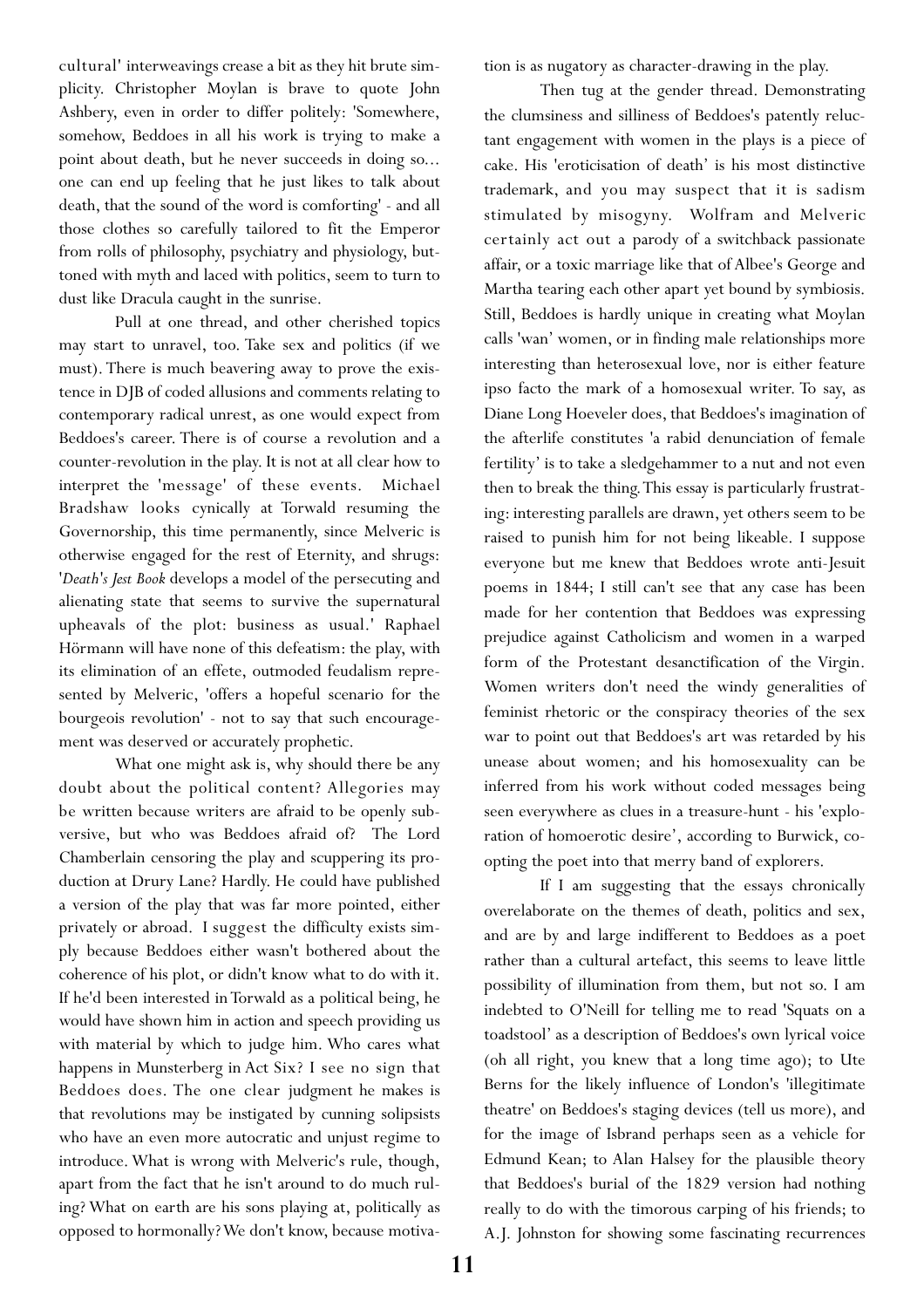cultural' interweavings crease a bit as they hit brute simplicity. Christopher Moylan is brave to quote John Ashbery, even in order to differ politely: 'Somewhere, somehow, Beddoes in all his work is trying to make a point about death, but he never succeeds in doing so... one can end up feeling that he just likes to talk about death, that the sound of the word is comforting' - and all those clothes so carefully tailored to fit the Emperor from rolls of philosophy, psychiatry and physiology, buttoned with myth and laced with politics, seem to turn to dust like Dracula caught in the sunrise.

Pull at one thread, and other cherished topics may start to unravel, too. Take sex and politics (if we must). There is much beavering away to prove the existence in DJB of coded allusions and comments relating to contemporary radical unrest, as one would expect from Beddoes's career. There is of course a revolution and a counter-revolution in the play. It is not at all clear how to interpret the 'message' of these events. Michael Bradshaw looks cynically at Torwald resuming the Governorship, this time permanently, since Melveric is otherwise engaged for the rest of Eternity, and shrugs: '*Death's Jest Book* develops a model of the persecuting and alienating state that seems to survive the supernatural upheavals of the plot: business as usual.' Raphael Hörmann will have none of this defeatism: the play, with its elimination of an effete, outmoded feudalism represented by Melveric, 'offers a hopeful scenario for the bourgeois revolution' - not to say that such encouragement was deserved or accurately prophetic.

What one might ask is, why should there be any doubt about the political content? Allegories may be written because writers are afraid to be openly subversive, but who was Beddoes afraid of? The Lord Chamberlain censoring the play and scuppering its production at Drury Lane? Hardly. He could have published a version of the play that was far more pointed, either privately or abroad. I suggest the difficulty exists simply because Beddoes either wasn't bothered about the coherence of his plot, or didn't know what to do with it. If he'd been interested in Torwald as a political being, he would have shown him in action and speech providing us with material by which to judge him. Who cares what happens in Munsterberg in Act Six? I see no sign that Beddoes does. The one clear judgment he makes is that revolutions may be instigated by cunning solipsists who have an even more autocratic and unjust regime to introduce. What is wrong with Melveric's rule, though, apart from the fact that he isn't around to do much ruling? What on earth are his sons playing at, politically as opposed to hormonally? We don't know, because motivation is as nugatory as character-drawing in the play.

Then tug at the gender thread. Demonstrating the clumsiness and silliness of Beddoes's patently reluctant engagement with women in the plays is a piece of cake. His 'eroticisation of death' is his most distinctive trademark, and you may suspect that it is sadism stimulated by misogyny. Wolfram and Melveric certainly act out a parody of a switchback passionate affair, or a toxic marriage like that of Albee's George and Martha tearing each other apart yet bound by symbiosis. Still, Beddoes is hardly unique in creating what Moylan calls 'wan' women, or in finding male relationships more interesting than heterosexual love, nor is either feature ipso facto the mark of a homosexual writer. To say, as Diane Long Hoeveler does, that Beddoes's imagination of the afterlife constitutes 'a rabid denunciation of female fertility' is to take a sledgehammer to a nut and not even then to break the thing. This essay is particularly frustrating: interesting parallels are drawn, yet others seem to be raised to punish him for not being likeable. I suppose everyone but me knew that Beddoes wrote anti-Jesuit poems in 1844; I still can't see that any case has been made for her contention that Beddoes was expressing prejudice against Catholicism and women in a warped form of the Protestant desanctification of the Virgin. Women writers don't need the windy generalities of feminist rhetoric or the conspiracy theories of the sex war to point out that Beddoes's art was retarded by his unease about women; and his homosexuality can be inferred from his work without coded messages being seen everywhere as clues in a treasure-hunt - his 'exploration of homoerotic desire', according to Burwick, co-opting the poet into that merry band of explorers.

If I am suggesting that the essays chronically overelaborate on the themes of death, politics and sex, and are by and large indifferent to Beddoes as a poet rather than a cultural artefact, this seems to leave little possibility of illumination from them, but not so. I am indebted to O'Neill for telling me to read 'Squats on a toadstool' as a description of Beddoes's own lyrical voice (oh all right, you knew that a long time ago); to Ute Berns for the likely influence of London's 'illegitimate theatre' on Beddoes's staging devices (tell us more), and for the image of Isbrand perhaps seen as a vehicle for Edmund Kean; to Alan Halsey for the plausible theory that Beddoes's burial of the 1829 version had nothing really to do with the timorous carping of his friends; to A.J. Johnston for showing some fascinating recurrences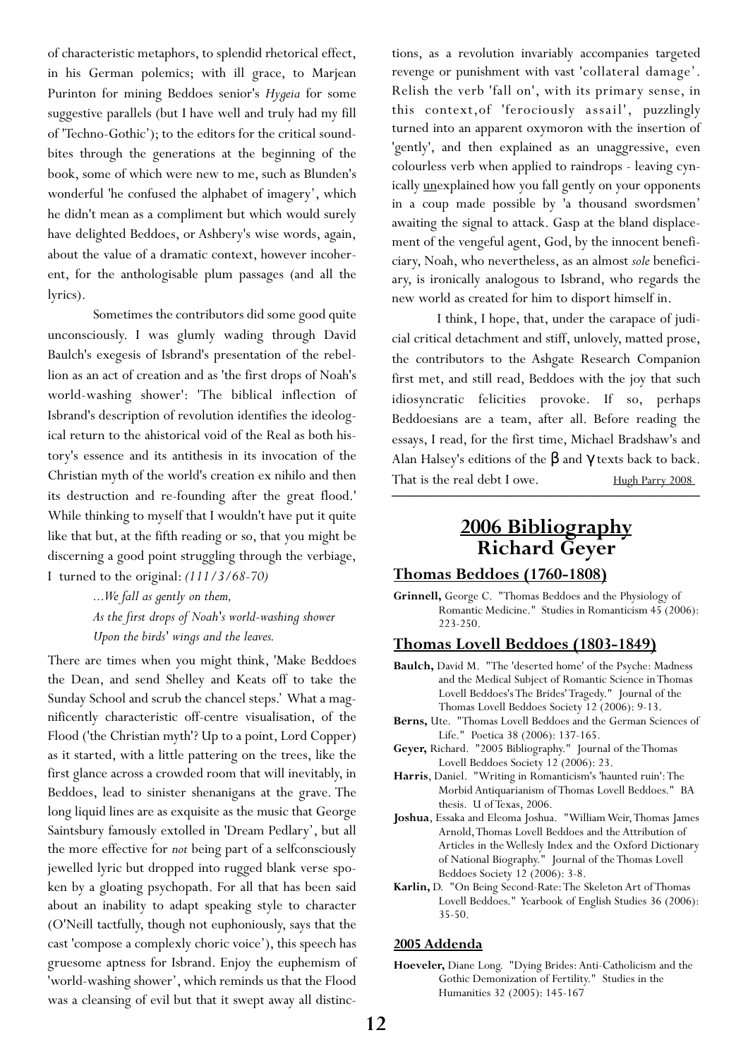of characteristic metaphors, to splendid rhetorical effect, in his German polemics; with ill grace, to Marjean Purinton for mining Beddoes senior's *Hygeia* for some suggestive parallels (but I have well and truly had my fill of 'Techno-Gothic'); to the editors for the critical sound-bites through the generations at the beginning of the book, some of which were new to me, such as Blunden's wonderful 'he confused the alphabet of imagery', which he didn't mean as a compliment but which would surely have delighted Beddoes, or Ashbery's wise words, again, about the value of a dramatic context, however incoherent, for the anthologisable plum passages (and all the lyrics).

Sometimes the contributors did some good quite unconsciously. I was glumly wading through David Baulch's exegesis of Isbrand's presentation of the rebellion as an act of creation and as 'the first drops of Noah's world-washing shower': 'The biblical inflection of Isbrand's description of revolution identifies the ideological return to the ahistorical void of the Real as both history's essence and its antithesis in its invocation of the Christian myth of the world's creation ex nihilo and then its destruction and re-founding after the great flood.' While thinking to myself that I wouldn't have put it quite like that but, at the fifth reading or so, that you might be discerning a good point struggling through the verbiage, I turned to the original: *(111/3/68-70)*

> *...We fall as gently on them,*
> *As the first drops of Noah's world-washing shower*
> *Upon the birds' wings and the leaves.*

There are times when you might think, 'Make Beddoes the Dean, and send Shelley and Keats off to take the Sunday School and scrub the chancel steps.' What a magnificently characteristic off-centre visualisation, of the Flood ('the Christian myth'? Up to a point, Lord Copper) as it started, with a little pattering on the trees, like the first glance across a crowded room that will inevitably, in Beddoes, lead to sinister shenanigans at the grave. The long liquid lines are as exquisite as the music that George Saintsbury famously extolled in 'Dream Pedlary', but all the more effective for *not* being part of a selfconsciously jewelled lyric but dropped into rugged blank verse spoken by a gloating psychopath. For all that has been said about an inability to adapt speaking style to character (O'Neill tactfully, though not euphoniously, says that the cast 'compose a complexly choric voice'), this speech has gruesome aptness for Isbrand. Enjoy the euphemism of 'world-washing shower', which reminds us that the Flood was a cleansing of evil but that it swept away all distinctions, as a revolution invariably accompanies targeted revenge or punishment with vast 'collateral damage'. Relish the verb 'fall on', with its primary sense, in this context,of 'ferociously assail', puzzlingly turned into an apparent oxymoron with the insertion of 'gently', and then explained as an unaggressive, even colourless verb when applied to raindrops - leaving cynically unexplained how you fall gently on your opponents in a coup made possible by 'a thousand swordsmen' awaiting the signal to attack. Gasp at the bland displacement of the vengeful agent, God, by the innocent beneficiary, Noah, who nevertheless, as an almost *sole* beneficiary, is ironically analogous to Isbrand, who regards the new world as created for him to disport himself in.

I think, I hope, that, under the carapace of judicial critical detachment and stiff, unlovely, matted prose, the contributors to the Ashgate Research Companion first met, and still read, Beddoes with the joy that such idiosyncratic felicities provoke. If so, perhaps Beddoesians are a team, after all. Before reading the essays, I read, for the first time, Michael Bradshaw's and Alan Halsey's editions of the β and γ texts back to back. That is the real debt I owe.

Hugh Parry 2008

## 2006 Bibliography
## Richard Geyer

### Thomas Beddoes (1760-1808)

**Grinnell,** George C. "Thomas Beddoes and the Physiology of Romantic Medicine." Studies in Romanticism 45 (2006): 223-250.

### Thomas Lovell Beddoes (1803-1849)

**Baulch,** David M. "The 'deserted home' of the Psyche: Madness and the Medical Subject of Romantic Science in Thomas Lovell Beddoes's The Brides' Tragedy." Journal of the Thomas Lovell Beddoes Society 12 (2006): 9-13.

**Berns,** Ute. "Thomas Lovell Beddoes and the German Sciences of Life." Poetica 38 (2006): 137-165.

**Geyer,** Richard. "2005 Bibliography." Journal of the Thomas Lovell Beddoes Society 12 (2006): 23.

**Harris**, Daniel. "Writing in Romanticism's 'haunted ruin': The Morbid Antiquarianism of Thomas Lovell Beddoes." BA thesis. U of Texas, 2006.

**Joshua**, Essaka and Eleoma Joshua. "William Weir, Thomas James Arnold, Thomas Lovell Beddoes and the Attribution of Articles in the Wellesly Index and the Oxford Dictionary of National Biography." Journal of the Thomas Lovell Beddoes Society 12 (2006): 3-8.

**Karlin,** D. "On Being Second-Rate: The Skeleton Art of Thomas Lovell Beddoes." Yearbook of English Studies 36 (2006): 35-50.

#### 2005 Addenda

**Hoeveler,** Diane Long. "Dying Brides: Anti-Catholicism and the Gothic Demonization of Fertility." Studies in the Humanities 32 (2005): 145-167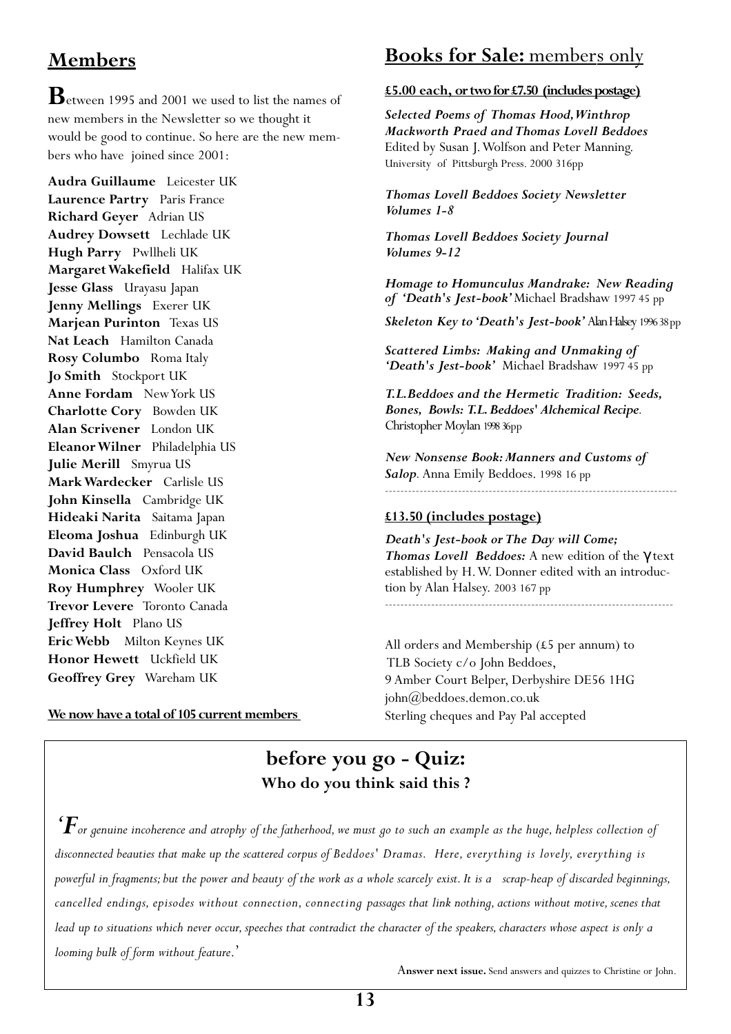## Members

Between 1995 and 2001 we used to list the names of new members in the Newsletter so we thought it would be good to continue. So here are the new members who have joined since 2001:

**Audra Guillaume** Leicester UK
**Laurence Partry** Paris France
**Richard Geyer** Adrian US
**Audrey Dowsett** Lechlade UK
**Hugh Parry** Pwllheli UK
**Margaret Wakefield** Halifax UK
**Jesse Glass** Urayasu Japan
**Jenny Mellings** Exerer UK
**Marjean Purinton** Texas US
**Nat Leach** Hamilton Canada
**Rosy Columbo** Roma Italy
**Jo Smith** Stockport UK
**Anne Fordam** New York US
**Charlotte Cory** Bowden UK
**Alan Scrivener** London UK
**Eleanor Wilner** Philadelphia US
**Julie Merill** Smyrua US
**Mark Wardecker** Carlisle US
**John Kinsella** Cambridge UK
**Hideaki Narita** Saitama Japan
**Eleoma Joshua** Edinburgh UK
**David Baulch** Pensacola US
**Monica Class** Oxford UK
**Roy Humphrey** Wooler UK
**Trevor Levere** Toronto Canada
**Jeffrey Holt** Plano US
**Eric Webb** Milton Keynes UK
**Honor Hewett** Uckfield UK
**Geoffrey Grey** Wareham UK

**We now have a total of 105 current members**

## Books for Sale: members only

**£5.00 each, or two for £7.50 (includes postage)**

***Selected Poems of Thomas Hood, Winthrop Mackworth Praed and Thomas Lovell Beddoes*** Edited by Susan J. Wolfson and Peter Manning. University of Pittsburgh Press. 2000 316pp

***Thomas Lovell Beddoes Society Newsletter Volumes 1-8***

***Thomas Lovell Beddoes Society Journal Volumes 9-12***

***Homage to Homunculus Mandrake: New Reading of 'Death's Jest-book'*** Michael Bradshaw 1997 45 pp

***Skeleton Key to 'Death's Jest-book'*** Alan Halsey 1996 38 pp

***Scattered Limbs: Making and Unmaking of 'Death's Jest-book'*** Michael Bradshaw 1997 45 pp

***T.L.Beddoes and the Hermetic Tradition: Seeds, Bones, Bowls: T.L. Beddoes' Alchemical Recipe.*** Christopher Moylan 1998 36pp

***New Nonsense Book: Manners and Customs of Salop.*** Anna Emily Beddoes. 1998 16 pp

---

**£13.50 (includes postage)**

***Death's Jest-book or The Day will Come; Thomas Lovell Beddoes:*** A new edition of the γ text established by H. W. Donner edited with an introduction by Alan Halsey. 2003 167 pp

---

All orders and Membership (£5 per annum) to
TLB Society c/o John Beddoes,
9 Amber Court Belper, Derbyshire DE56 1HG
john@beddoes.demon.co.uk
Sterling cheques and Pay Pal accepted

## before you go - Quiz:

### Who do you think said this ?

*'For genuine incoherence and atrophy of the fatherhood, we must go to such an example as the huge, helpless collection of disconnected beauties that make up the scattered corpus of Beddoes' Dramas. Here, everything is lovely, everything is powerful in fragments; but the power and beauty of the work as a whole scarcely exist. It is a scrap-heap of discarded beginnings, cancelled endings, episodes without connection, connecting passages that link nothing, actions without motive, scenes that lead up to situations which never occur, speeches that contradict the character of the speakers, characters whose aspect is only a looming bulk of form without feature.'*

**Answer next issue.** Send answers and quizzes to Christine or John.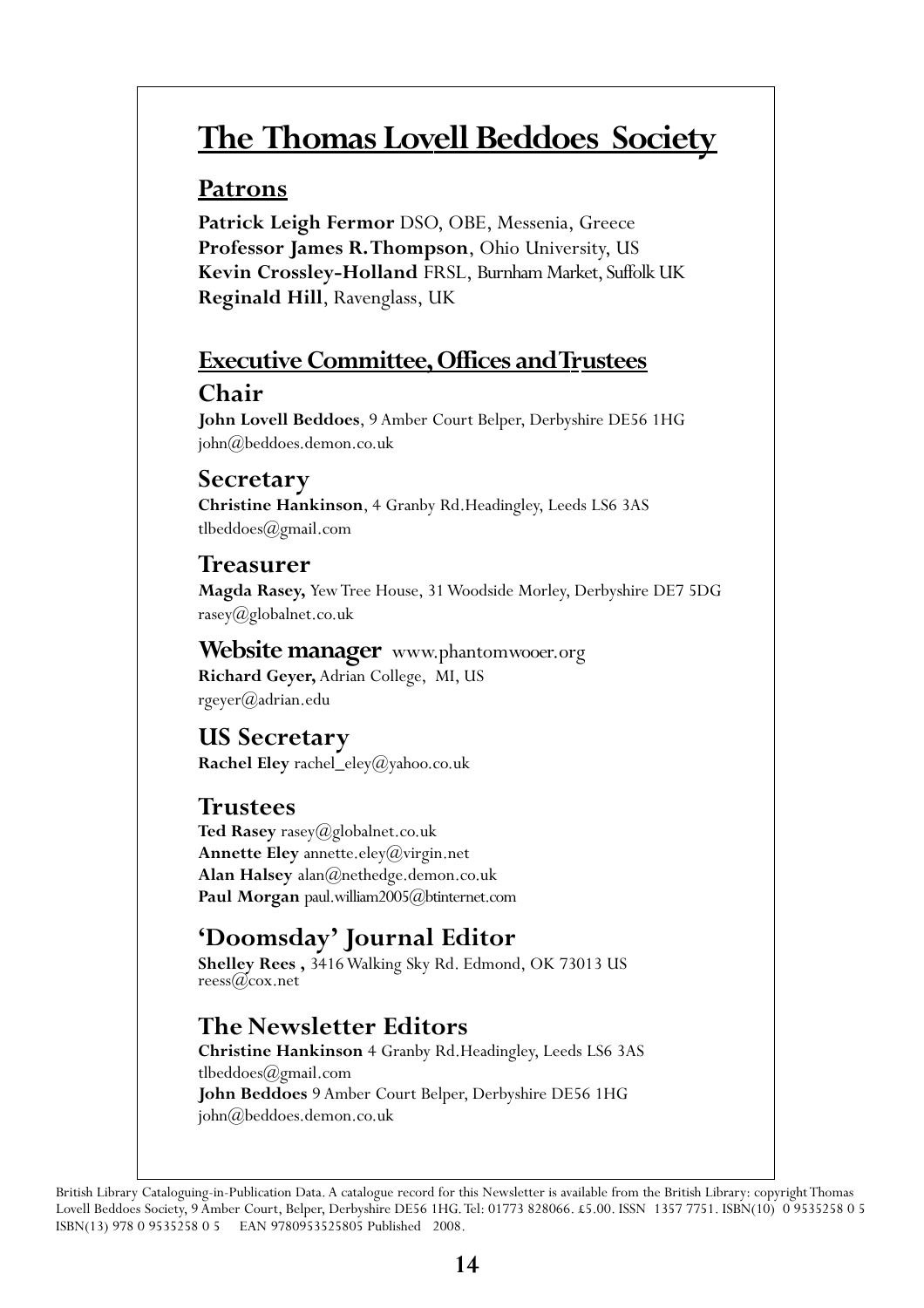# The Thomas Lovell Beddoes Society

## Patrons

**Patrick Leigh Fermor** DSO, OBE, Messenia, Greece
**Professor James R. Thompson**, Ohio University, US
**Kevin Crossley-Holland** FRSL, Burnham Market, Suffolk UK
**Reginald Hill**, Ravenglass, UK

## Executive Committee, Offices and Trustees

### Chair

**John Lovell Beddoes**, 9 Amber Court Belper, Derbyshire DE56 1HG
john@beddoes.demon.co.uk

### Secretary

**Christine Hankinson**, 4 Granby Rd. Headingley, Leeds LS6 3AS
tlbeddoes@gmail.com

### Treasurer

**Magda Rasey,** Yew Tree House, 31 Woodside Morley, Derbyshire DE7 5DG
rasey@globalnet.co.uk

### Website manager www.phantomwooer.org

**Richard Geyer,** Adrian College, MI, US
rgeyer@adrian.edu

### US Secretary

**Rachel Eley** rachel_eley@yahoo.co.uk

### Trustees

**Ted Rasey** rasey@globalnet.co.uk
**Annette Eley** annette.eley@virgin.net
**Alan Halsey** alan@nethedge.demon.co.uk
**Paul Morgan** paul.william2005@btinternet.com

### 'Doomsday' Journal Editor

**Shelley Rees ,** 3416 Walking Sky Rd. Edmond, OK 73013 US
reess@cox.net

### The Newsletter Editors

**Christine Hankinson** 4 Granby Rd. Headingley, Leeds LS6 3AS
tlbeddoes@gmail.com
**John Beddoes** 9 Amber Court Belper, Derbyshire DE56 1HG
john@beddoes.demon.co.uk

British Library Cataloguing-in-Publication Data. A catalogue record for this Newsletter is available from the British Library: copyright Thomas Lovell Beddoes Society, 9 Amber Court, Belper, Derbyshire DE56 1HG. Tel: 01773 828066. £5.00. ISSN 1357 7751. ISBN(10) 0 9535258 0 5 ISBN(13) 978 0 9535258 0 5 EAN 9780953525805 Published 2008.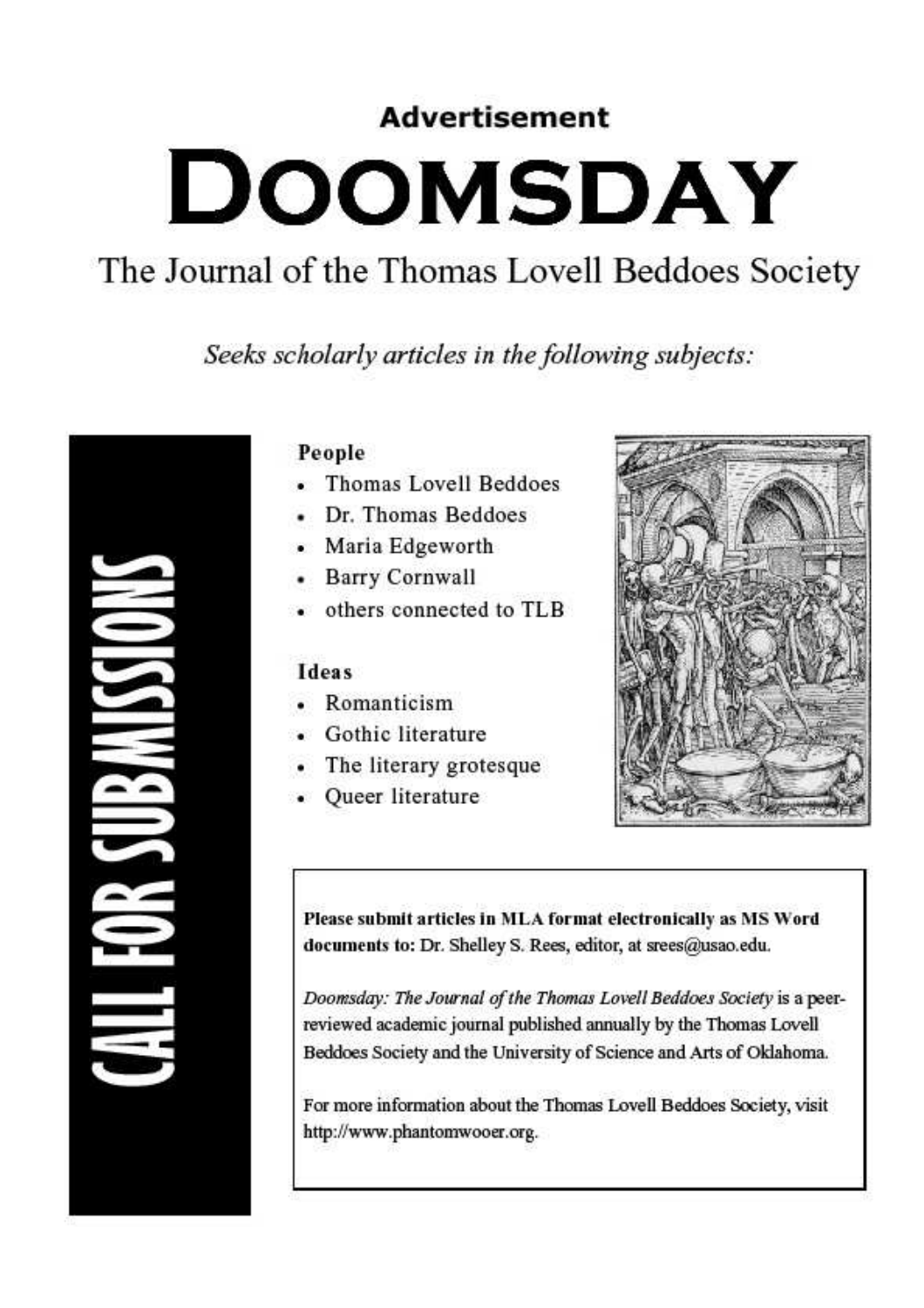Advertisement

# DOOMSDAY

## The Journal of the Thomas Lovell Beddoes Society

*Seeks scholarly articles in the following subjects:*

**CALL FOR SUBMISSIONS**

**People**

- Thomas Lovell Beddoes
- Dr. Thomas Beddoes
- Maria Edgeworth
- Barry Cornwall
- others connected to TLB

**Ideas**

- Romanticism
- Gothic literature
- The literary grotesque
- Queer literature

**Please submit articles in MLA format electronically as MS Word documents to:** Dr. Shelley S. Rees, editor, at srees@usao.edu.

*Doomsday: The Journal of the Thomas Lovell Beddoes Society* is a peer-reviewed academic journal published annually by the Thomas Lovell Beddoes Society and the University of Science and Arts of Oklahoma.

For more information about the Thomas Lovell Beddoes Society, visit http://www.phantomwooer.org.